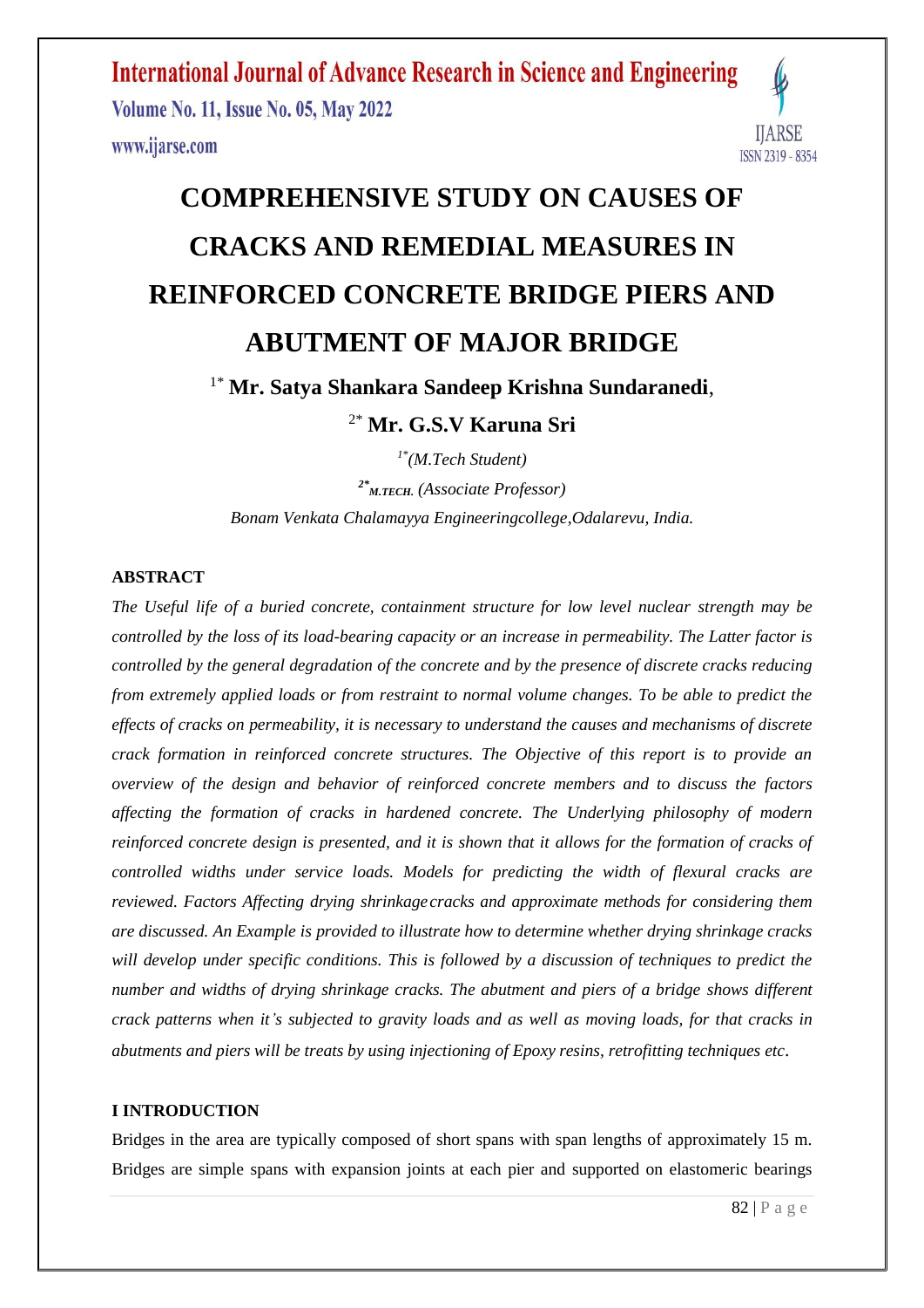# COMPREHENSIVE STUDY ON CAUSES OF CRACKS AND REMEDIAL MEASURES IN REINFORCED CONCRETE BRIDGE PIERS AND ABUTMENT OF MAJOR BRIDGE

[1*] **Mr. Satya Shankara Sandeep Krishna Sundaranedi**,

[2*] **Mr. G.S.V Karuna Sri**

*[1*](M.Tech Student)*

*[2*] M.TECH. (Associate Professor)*

*Bonam Venkata Chalamayya Engineeringcollege,Odalarevu, India.*

## ABSTRACT

*The Useful life of a buried concrete, containment structure for low level nuclear strength may be controlled by the loss of its load-bearing capacity or an increase in permeability. The Latter factor is controlled by the general degradation of the concrete and by the presence of discrete cracks reducing from extremely applied loads or from restraint to normal volume changes. To be able to predict the effects of cracks on permeability, it is necessary to understand the causes and mechanisms of discrete crack formation in reinforced concrete structures. The Objective of this report is to provide an overview of the design and behavior of reinforced concrete members and to discuss the factors affecting the formation of cracks in hardened concrete. The Underlying philosophy of modern reinforced concrete design is presented, and it is shown that it allows for the formation of cracks of controlled widths under service loads. Models for predicting the width of flexural cracks are reviewed. Factors Affecting drying shrinkage cracks and approximate methods for considering them are discussed. An Example is provided to illustrate how to determine whether drying shrinkage cracks will develop under specific conditions. This is followed by a discussion of techniques to predict the number and widths of drying shrinkage cracks. The abutment and piers of a bridge shows different crack patterns when it's subjected to gravity loads and as well as moving loads, for that cracks in abutments and piers will be treats by using injectioning of Epoxy resins, retrofitting techniques etc.*

## I INTRODUCTION

Bridges in the area are typically composed of short spans with span lengths of approximately 15 m. Bridges are simple spans with expansion joints at each pier and supported on elastomeric bearings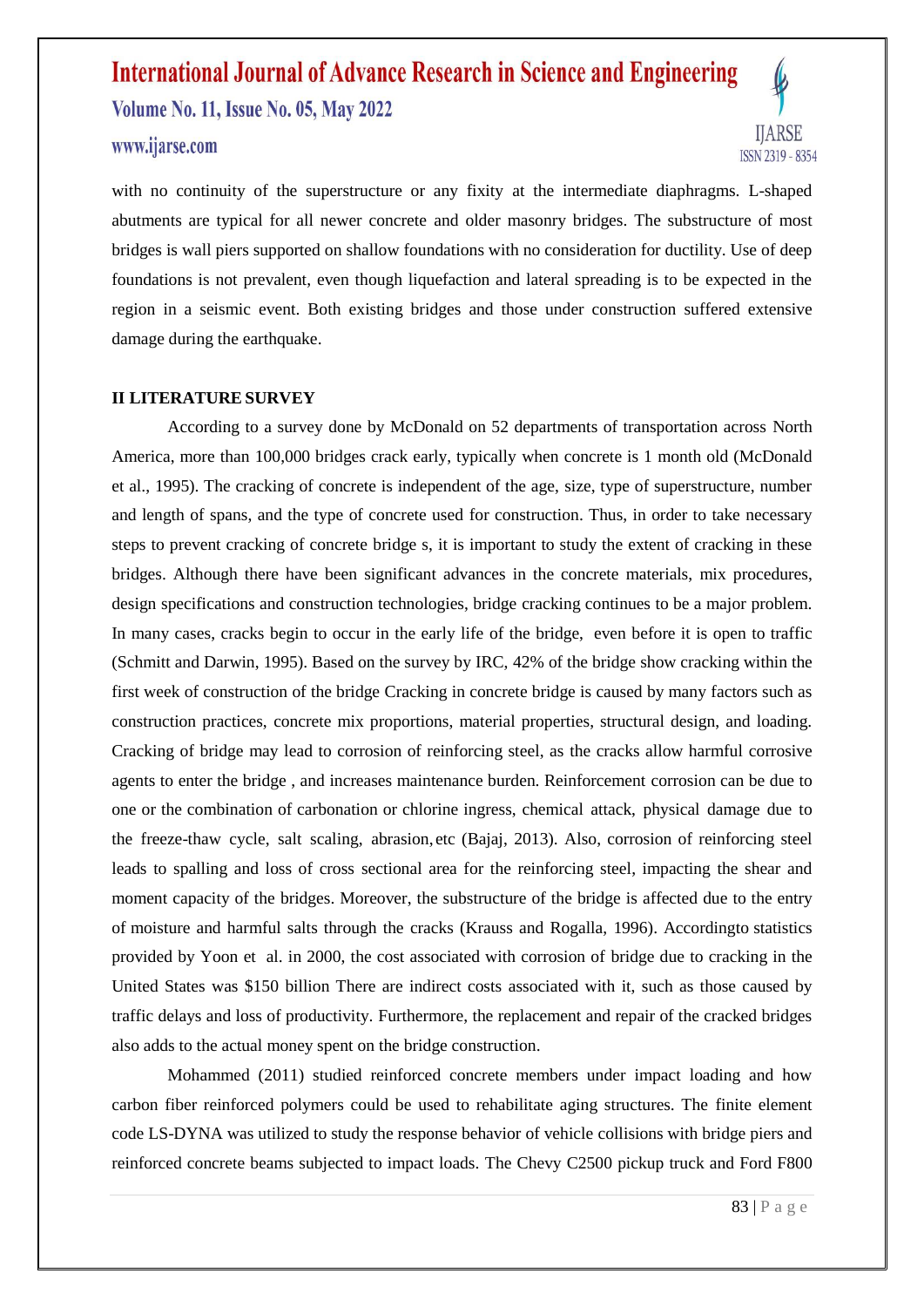with no continuity of the superstructure or any fixity at the intermediate diaphragms. L-shaped abutments are typical for all newer concrete and older masonry bridges. The substructure of most bridges is wall piers supported on shallow foundations with no consideration for ductility. Use of deep foundations is not prevalent, even though liquefaction and lateral spreading is to be expected in the region in a seismic event. Both existing bridges and those under construction suffered extensive damage during the earthquake.

## II LITERATURE SURVEY

According to a survey done by McDonald on 52 departments of transportation across North America, more than 100,000 bridges crack early, typically when concrete is 1 month old (McDonald et al., 1995). The cracking of concrete is independent of the age, size, type of superstructure, number and length of spans, and the type of concrete used for construction. Thus, in order to take necessary steps to prevent cracking of concrete bridge s, it is important to study the extent of cracking in these bridges. Although there have been significant advances in the concrete materials, mix procedures, design specifications and construction technologies, bridge cracking continues to be a major problem. In many cases, cracks begin to occur in the early life of the bridge, even before it is open to traffic (Schmitt and Darwin, 1995). Based on the survey by IRC, 42% of the bridge show cracking within the first week of construction of the bridge Cracking in concrete bridge is caused by many factors such as construction practices, concrete mix proportions, material properties, structural design, and loading. Cracking of bridge may lead to corrosion of reinforcing steel, as the cracks allow harmful corrosive agents to enter the bridge , and increases maintenance burden. Reinforcement corrosion can be due to one or the combination of carbonation or chlorine ingress, chemical attack, physical damage due to the freeze-thaw cycle, salt scaling, abrasion, etc (Bajaj, 2013). Also, corrosion of reinforcing steel leads to spalling and loss of cross sectional area for the reinforcing steel, impacting the shear and moment capacity of the bridges. Moreover, the substructure of the bridge is affected due to the entry of moisture and harmful salts through the cracks (Krauss and Rogalla, 1996). Accordingto statistics provided by Yoon et al. in 2000, the cost associated with corrosion of bridge due to cracking in the United States was $150 billion There are indirect costs associated with it, such as those caused by traffic delays and loss of productivity. Furthermore, the replacement and repair of the cracked bridges also adds to the actual money spent on the bridge construction.

Mohammed (2011) studied reinforced concrete members under impact loading and how carbon fiber reinforced polymers could be used to rehabilitate aging structures. The finite element code LS-DYNA was utilized to study the response behavior of vehicle collisions with bridge piers and reinforced concrete beams subjected to impact loads. The Chevy C2500 pickup truck and Ford F800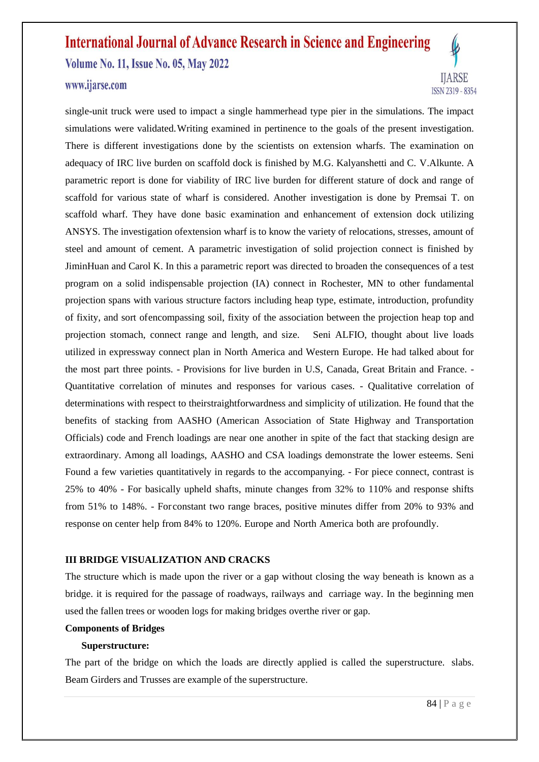single-unit truck were used to impact a single hammerhead type pier in the simulations. The impact simulations were validated. Writing examined in pertinence to the goals of the present investigation. There is different investigations done by the scientists on extension wharfs. The examination on adequacy of IRC live burden on scaffold dock is finished by M.G. Kalyanshetti and C. V.Alkunte. A parametric report is done for viability of IRC live burden for different stature of dock and range of scaffold for various state of wharf is considered. Another investigation is done by Premsai T. on scaffold wharf. They have done basic examination and enhancement of extension dock utilizing ANSYS. The investigation ofextension wharf is to know the variety of relocations, stresses, amount of steel and amount of cement. A parametric investigation of solid projection connect is finished by JiminHuan and Carol K. In this a parametric report was directed to broaden the consequences of a test program on a solid indispensable projection (IA) connect in Rochester, MN to other fundamental projection spans with various structure factors including heap type, estimate, introduction, profundity of fixity, and sort ofencompassing soil, fixity of the association between the projection heap top and projection stomach, connect range and length, and size. Seni ALFIO, thought about live loads utilized in expressway connect plan in North America and Western Europe. He had talked about for the most part three points. - Provisions for live burden in U.S, Canada, Great Britain and France. - Quantitative correlation of minutes and responses for various cases. - Qualitative correlation of determinations with respect to theirstraightforwardness and simplicity of utilization. He found that the benefits of stacking from AASHO (American Association of State Highway and Transportation Officials) code and French loadings are near one another in spite of the fact that stacking design are extraordinary. Among all loadings, AASHO and CSA loadings demonstrate the lower esteems. Seni Found a few varieties quantitatively in regards to the accompanying. - For piece connect, contrast is 25% to 40% - For basically upheld shafts, minute changes from 32% to 110% and response shifts from 51% to 148%. - For constant two range braces, positive minutes differ from 20% to 93% and response on center help from 84% to 120%. Europe and North America both are profoundly.

## III BRIDGE VISUALIZATION AND CRACKS

The structure which is made upon the river or a gap without closing the way beneath is known as a bridge. it is required for the passage of roadways, railways and carriage way. In the beginning men used the fallen trees or wooden logs for making bridges overthe river or gap.

**Components of Bridges**

**Superstructure:**

The part of the bridge on which the loads are directly applied is called the superstructure. slabs. Beam Girders and Trusses are example of the superstructure.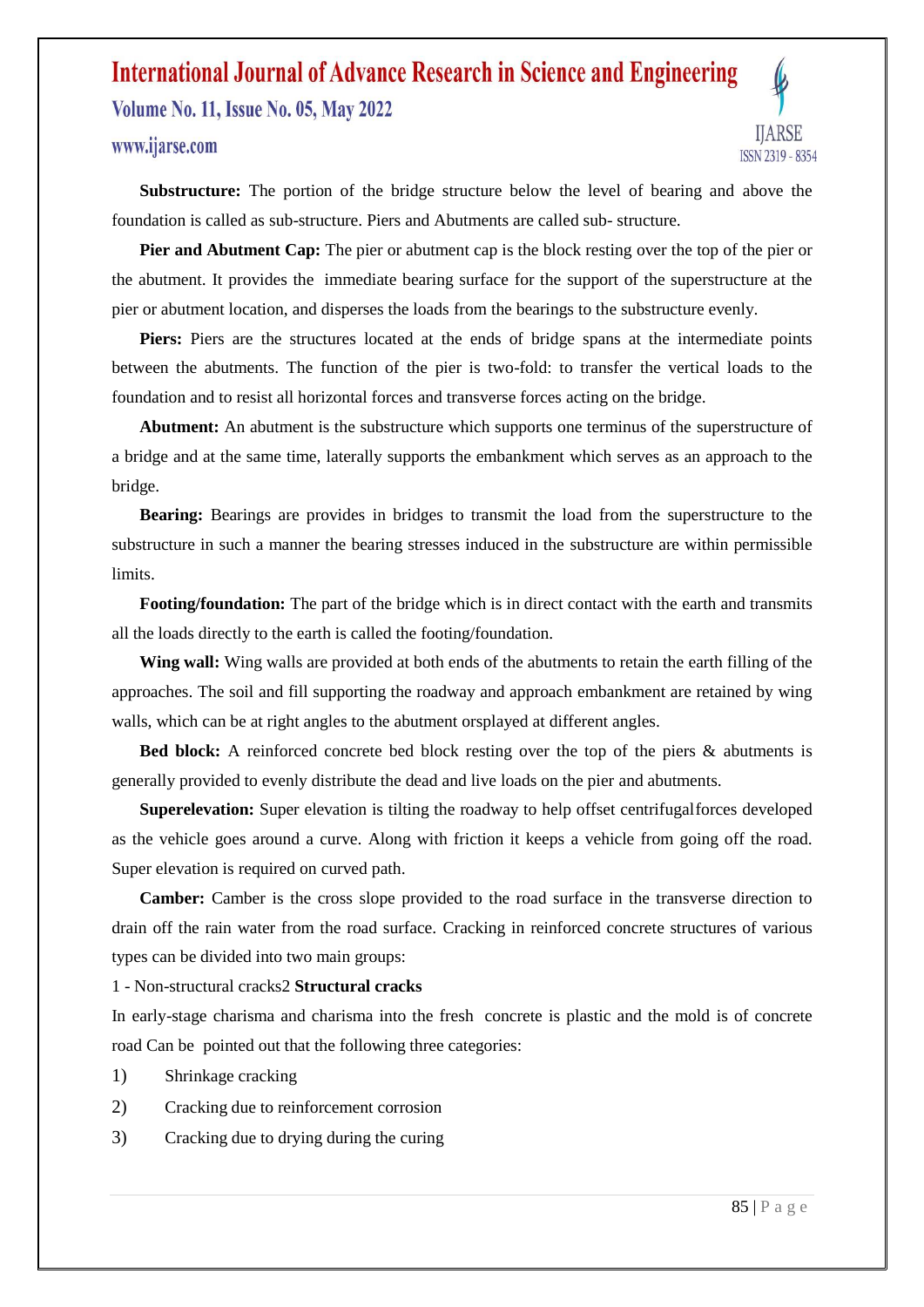**Substructure:** The portion of the bridge structure below the level of bearing and above the foundation is called as sub-structure. Piers and Abutments are called sub- structure.

**Pier and Abutment Cap:** The pier or abutment cap is the block resting over the top of the pier or the abutment. It provides the immediate bearing surface for the support of the superstructure at the pier or abutment location, and disperses the loads from the bearings to the substructure evenly.

**Piers:** Piers are the structures located at the ends of bridge spans at the intermediate points between the abutments. The function of the pier is two-fold: to transfer the vertical loads to the foundation and to resist all horizontal forces and transverse forces acting on the bridge.

**Abutment:** An abutment is the substructure which supports one terminus of the superstructure of a bridge and at the same time, laterally supports the embankment which serves as an approach to the bridge.

**Bearing:** Bearings are provides in bridges to transmit the load from the superstructure to the substructure in such a manner the bearing stresses induced in the substructure are within permissible limits.

**Footing/foundation:** The part of the bridge which is in direct contact with the earth and transmits all the loads directly to the earth is called the footing/foundation.

**Wing wall:** Wing walls are provided at both ends of the abutments to retain the earth filling of the approaches. The soil and fill supporting the roadway and approach embankment are retained by wing walls, which can be at right angles to the abutment orsplayed at different angles.

**Bed block:** A reinforced concrete bed block resting over the top of the piers & abutments is generally provided to evenly distribute the dead and live loads on the pier and abutments.

**Superelevation:** Super elevation is tilting the roadway to help offset centrifugalforces developed as the vehicle goes around a curve. Along with friction it keeps a vehicle from going off the road. Super elevation is required on curved path.

**Camber:** Camber is the cross slope provided to the road surface in the transverse direction to drain off the rain water from the road surface. Cracking in reinforced concrete structures of various types can be divided into two main groups:

1 - Non-structural cracks2 **Structural cracks**

In early-stage charisma and charisma into the fresh concrete is plastic and the mold is of concrete road Can be pointed out that the following three categories:

1) Shrinkage cracking
2) Cracking due to reinforcement corrosion
3) Cracking due to drying during the curing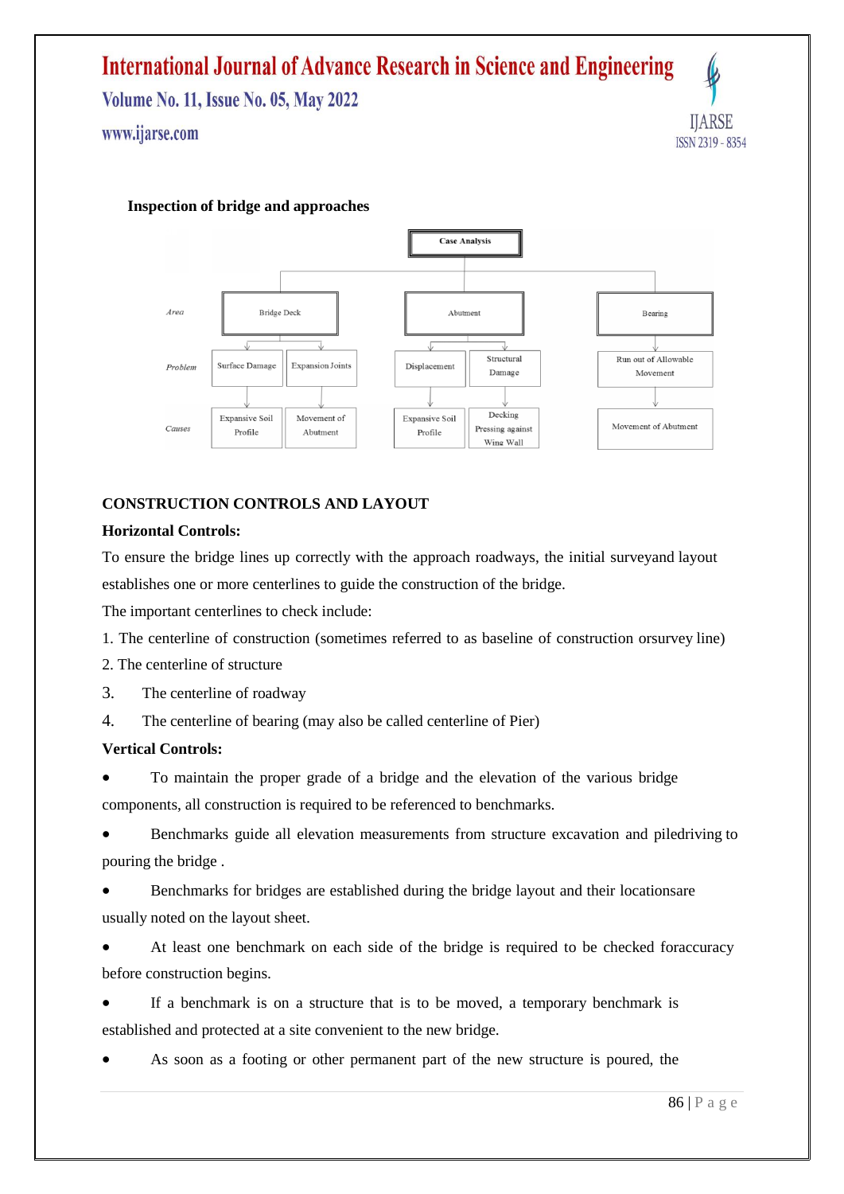**Inspection of bridge and approaches**

| | Case Analysis | | | | |
|---|---|---|---|---|---|
| *Area* | Bridge Deck | | Abutment | | Bearing |
| *Problem* | Surface Damage | Expansion Joints | Displacement | Structural Damage | Run out of Allowable Movement |
| *Causes* | Expansive Soil Profile | Movement of Abutment | Expansive Soil Profile | Decking Pressing against Wing Wall | Movement of Abutment |

**CONSTRUCTION CONTROLS AND LAYOUT**

**Horizontal Controls:**

To ensure the bridge lines up correctly with the approach roadways, the initial surveyand layout establishes one or more centerlines to guide the construction of the bridge.

The important centerlines to check include:

1. The centerline of construction (sometimes referred to as baseline of construction orsurvey line)
2. The centerline of structure
3. The centerline of roadway
4. The centerline of bearing (may also be called centerline of Pier)

**Vertical Controls:**

- To maintain the proper grade of a bridge and the elevation of the various bridge components, all construction is required to be referenced to benchmarks.
- Benchmarks guide all elevation measurements from structure excavation and piledriving to pouring the bridge .
- Benchmarks for bridges are established during the bridge layout and their locationsare usually noted on the layout sheet.
- At least one benchmark on each side of the bridge is required to be checked foraccuracy before construction begins.
- If a benchmark is on a structure that is to be moved, a temporary benchmark is established and protected at a site convenient to the new bridge.
- As soon as a footing or other permanent part of the new structure is poured, the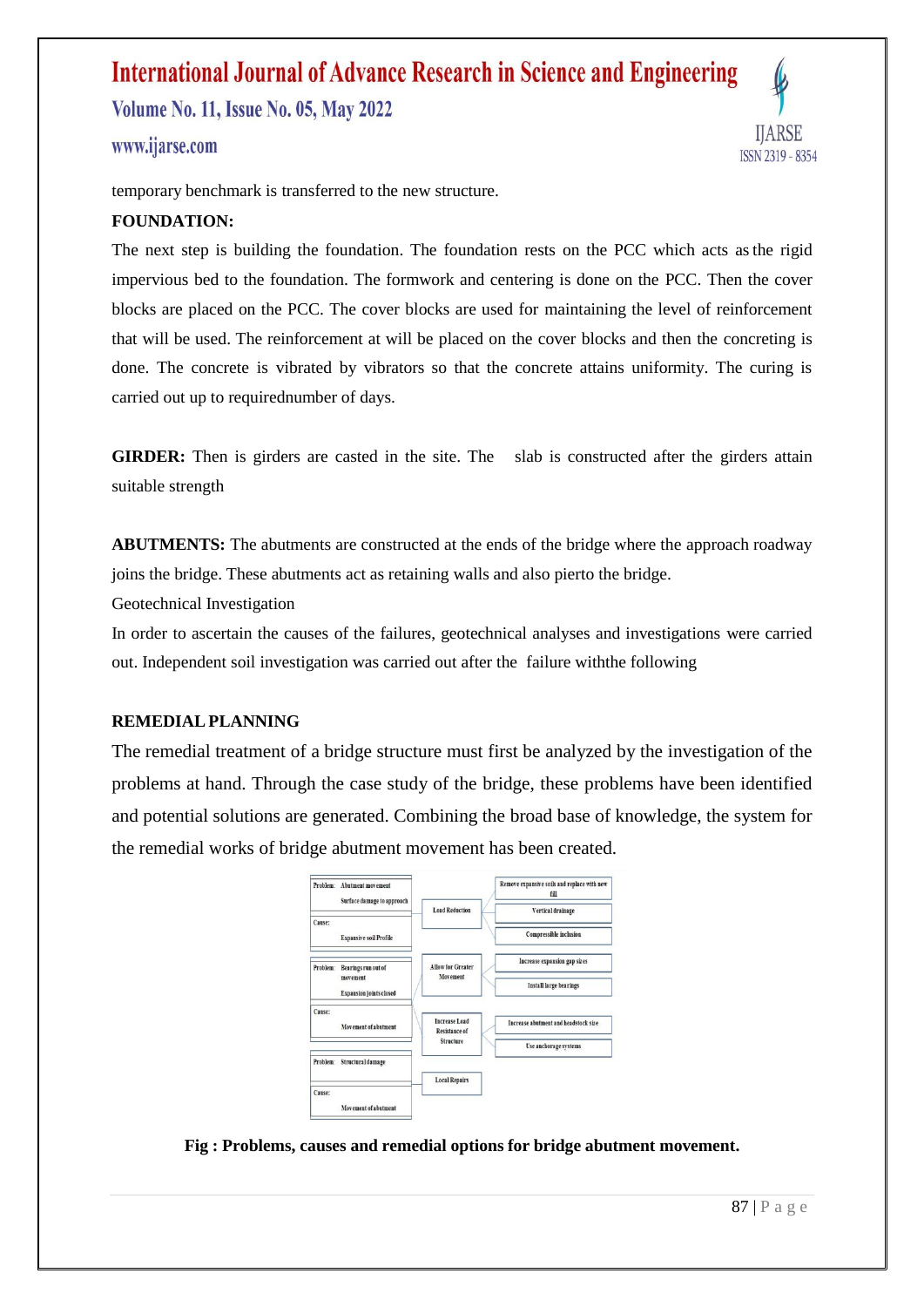temporary benchmark is transferred to the new structure.

**FOUNDATION:**

The next step is building the foundation. The foundation rests on the PCC which acts as the rigid impervious bed to the foundation. The formwork and centering is done on the PCC. Then the cover blocks are placed on the PCC. The cover blocks are used for maintaining the level of reinforcement that will be used. The reinforcement at will be placed on the cover blocks and then the concreting is done. The concrete is vibrated by vibrators so that the concrete attains uniformity. The curing is carried out up to requirednumber of days.

**GIRDER:** Then is girders are casted in the site. The slab is constructed after the girders attain suitable strength

**ABUTMENTS:** The abutments are constructed at the ends of the bridge where the approach roadway joins the bridge. These abutments act as retaining walls and also pierto the bridge.

Geotechnical Investigation

In order to ascertain the causes of the failures, geotechnical analyses and investigations were carried out. Independent soil investigation was carried out after the failure withthe following

**REMEDIAL PLANNING**

The remedial treatment of a bridge structure must first be analyzed by the investigation of the problems at hand. Through the case study of the bridge, these problems have been identified and potential solutions are generated. Combining the broad base of knowledge, the system for the remedial works of bridge abutment movement has been created.

| Problem / Cause | Remedial approach | Remedial options |
|---|---|---|
| Problem: Abutment movement; Surface damage to approach. Cause: Expansive soil Profile | Load Reduction | Remove expansive soils and replace with new fill; Vertical drainage; Compressible inclusion |
| Problem: Bearings run out of movement; Expansion joints closed. Cause: Movement of abutment | Allow for Greater Movement | Increase expansion gap sizes; Install large bearings |
| | Increase Load Resistance of Structure | Increase abutment and headstock size; Use anchorage systems |
| Problem: Structural damage. Cause: Movement of abutment | Local Repairs | |

**Fig : Problems, causes and remedial options for bridge abutment movement.**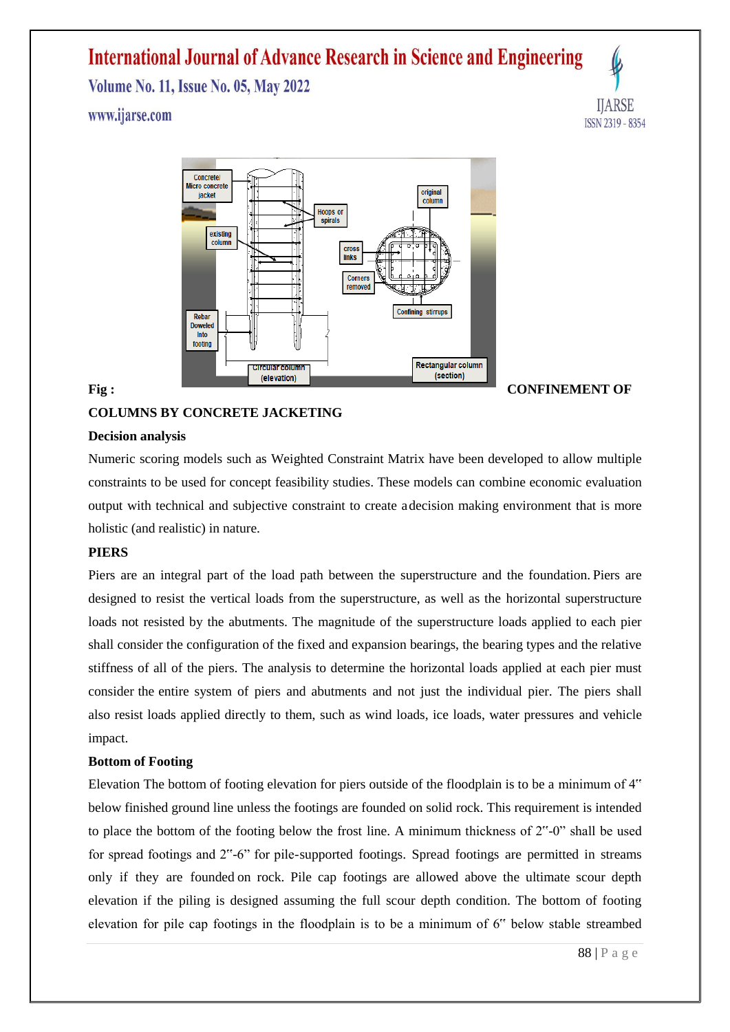**Fig : CONFINEMENT OF COLUMNS BY CONCRETE JACKETING**

**Decision analysis**

Numeric scoring models such as Weighted Constraint Matrix have been developed to allow multiple constraints to be used for concept feasibility studies. These models can combine economic evaluation output with technical and subjective constraint to create a decision making environment that is more holistic (and realistic) in nature.

**PIERS**

Piers are an integral part of the load path between the superstructure and the foundation. Piers are designed to resist the vertical loads from the superstructure, as well as the horizontal superstructure loads not resisted by the abutments. The magnitude of the superstructure loads applied to each pier shall consider the configuration of the fixed and expansion bearings, the bearing types and the relative stiffness of all of the piers. The analysis to determine the horizontal loads applied at each pier must consider the entire system of piers and abutments and not just the individual pier. The piers shall also resist loads applied directly to them, such as wind loads, ice loads, water pressures and vehicle impact.

**Bottom of Footing**

Elevation The bottom of footing elevation for piers outside of the floodplain is to be a minimum of 4" below finished ground line unless the footings are founded on solid rock. This requirement is intended to place the bottom of the footing below the frost line. A minimum thickness of 2"-0" shall be used for spread footings and 2"-6" for pile-supported footings. Spread footings are permitted in streams only if they are founded on rock. Pile cap footings are allowed above the ultimate scour depth elevation if the piling is designed assuming the full scour depth condition. The bottom of footing elevation for pile cap footings in the floodplain is to be a minimum of 6" below stable streambed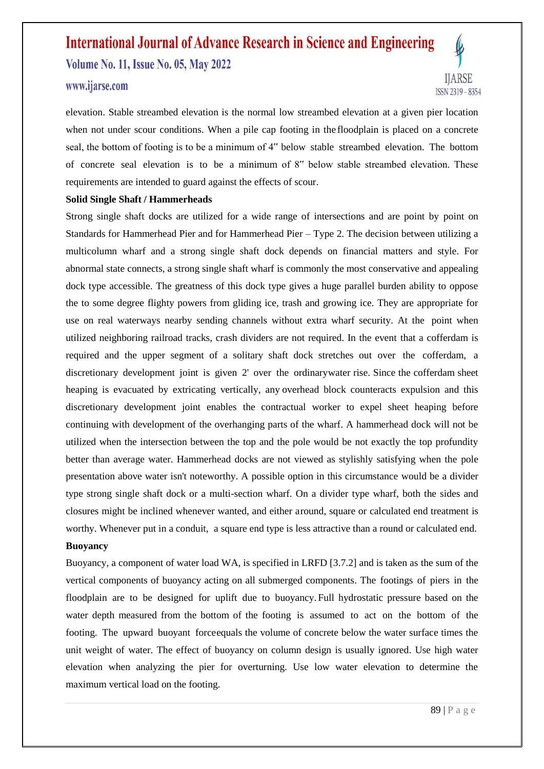elevation. Stable streambed elevation is the normal low streambed elevation at a given pier location when not under scour conditions. When a pile cap footing in the floodplain is placed on a concrete seal, the bottom of footing is to be a minimum of 4" below stable streambed elevation. The bottom of concrete seal elevation is to be a minimum of 8" below stable streambed elevation. These requirements are intended to guard against the effects of scour.

**Solid Single Shaft / Hammerheads**

Strong single shaft docks are utilized for a wide range of intersections and are point by point on Standards for Hammerhead Pier and for Hammerhead Pier – Type 2. The decision between utilizing a multicolumn wharf and a strong single shaft dock depends on financial matters and style. For abnormal state connects, a strong single shaft wharf is commonly the most conservative and appealing dock type accessible. The greatness of this dock type gives a huge parallel burden ability to oppose the to some degree flighty powers from gliding ice, trash and growing ice. They are appropriate for use on real waterways nearby sending channels without extra wharf security. At the point when utilized neighboring railroad tracks, crash dividers are not required. In the event that a cofferdam is required and the upper segment of a solitary shaft dock stretches out over the cofferdam, a discretionary development joint is given 2' over the ordinarywater rise. Since the cofferdam sheet heaping is evacuated by extricating vertically, any overhead block counteracts expulsion and this discretionary development joint enables the contractual worker to expel sheet heaping before continuing with development of the overhanging parts of the wharf. A hammerhead dock will not be utilized when the intersection between the top and the pole would be not exactly the top profundity better than average water. Hammerhead docks are not viewed as stylishly satisfying when the pole presentation above water isn't noteworthy. A possible option in this circumstance would be a divider type strong single shaft dock or a multi-section wharf. On a divider type wharf, both the sides and closures might be inclined whenever wanted, and either around, square or calculated end treatment is worthy. Whenever put in a conduit, a square end type is less attractive than a round or calculated end.

**Buoyancy**

Buoyancy, a component of water load WA, is specified in LRFD [3.7.2] and is taken as the sum of the vertical components of buoyancy acting on all submerged components. The footings of piers in the floodplain are to be designed for uplift due to buoyancy. Full hydrostatic pressure based on the water depth measured from the bottom of the footing is assumed to act on the bottom of the footing. The upward buoyant forceequals the volume of concrete below the water surface times the unit weight of water. The effect of buoyancy on column design is usually ignored. Use high water elevation when analyzing the pier for overturning. Use low water elevation to determine the maximum vertical load on the footing.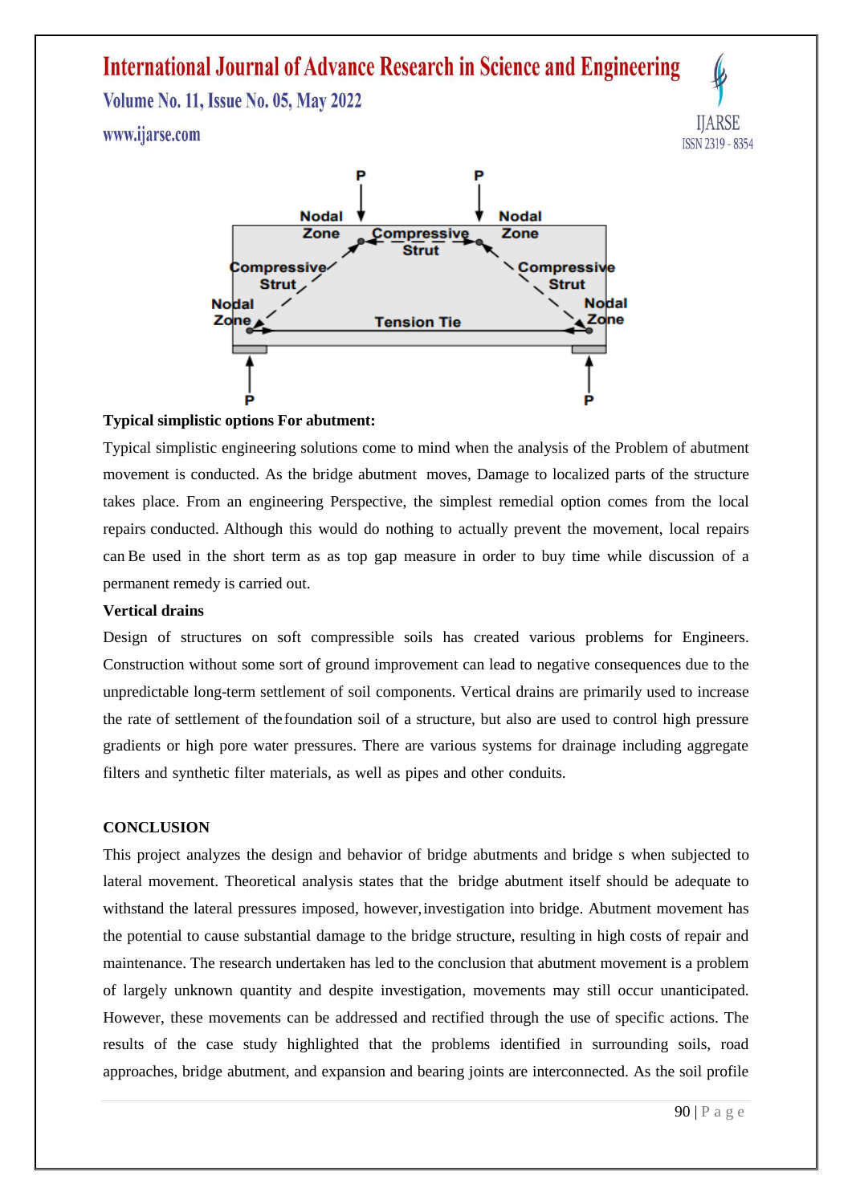**Typical simplistic options For abutment:**

Typical simplistic engineering solutions come to mind when the analysis of the Problem of abutment movement is conducted. As the bridge abutment moves, Damage to localized parts of the structure takes place. From an engineering Perspective, the simplest remedial option comes from the local repairs conducted. Although this would do nothing to actually prevent the movement, local repairs can Be used in the short term as as top gap measure in order to buy time while discussion of a permanent remedy is carried out.

**Vertical drains**

Design of structures on soft compressible soils has created various problems for Engineers. Construction without some sort of ground improvement can lead to negative consequences due to the unpredictable long-term settlement of soil components. Vertical drains are primarily used to increase the rate of settlement of thefoundation soil of a structure, but also are used to control high pressure gradients or high pore water pressures. There are various systems for drainage including aggregate filters and synthetic filter materials, as well as pipes and other conduits.

## CONCLUSION

This project analyzes the design and behavior of bridge abutments and bridge s when subjected to lateral movement. Theoretical analysis states that the bridge abutment itself should be adequate to withstand the lateral pressures imposed, however, investigation into bridge. Abutment movement has the potential to cause substantial damage to the bridge structure, resulting in high costs of repair and maintenance. The research undertaken has led to the conclusion that abutment movement is a problem of largely unknown quantity and despite investigation, movements may still occur unanticipated. However, these movements can be addressed and rectified through the use of specific actions. The results of the case study highlighted that the problems identified in surrounding soils, road approaches, bridge abutment, and expansion and bearing joints are interconnected. As the soil profile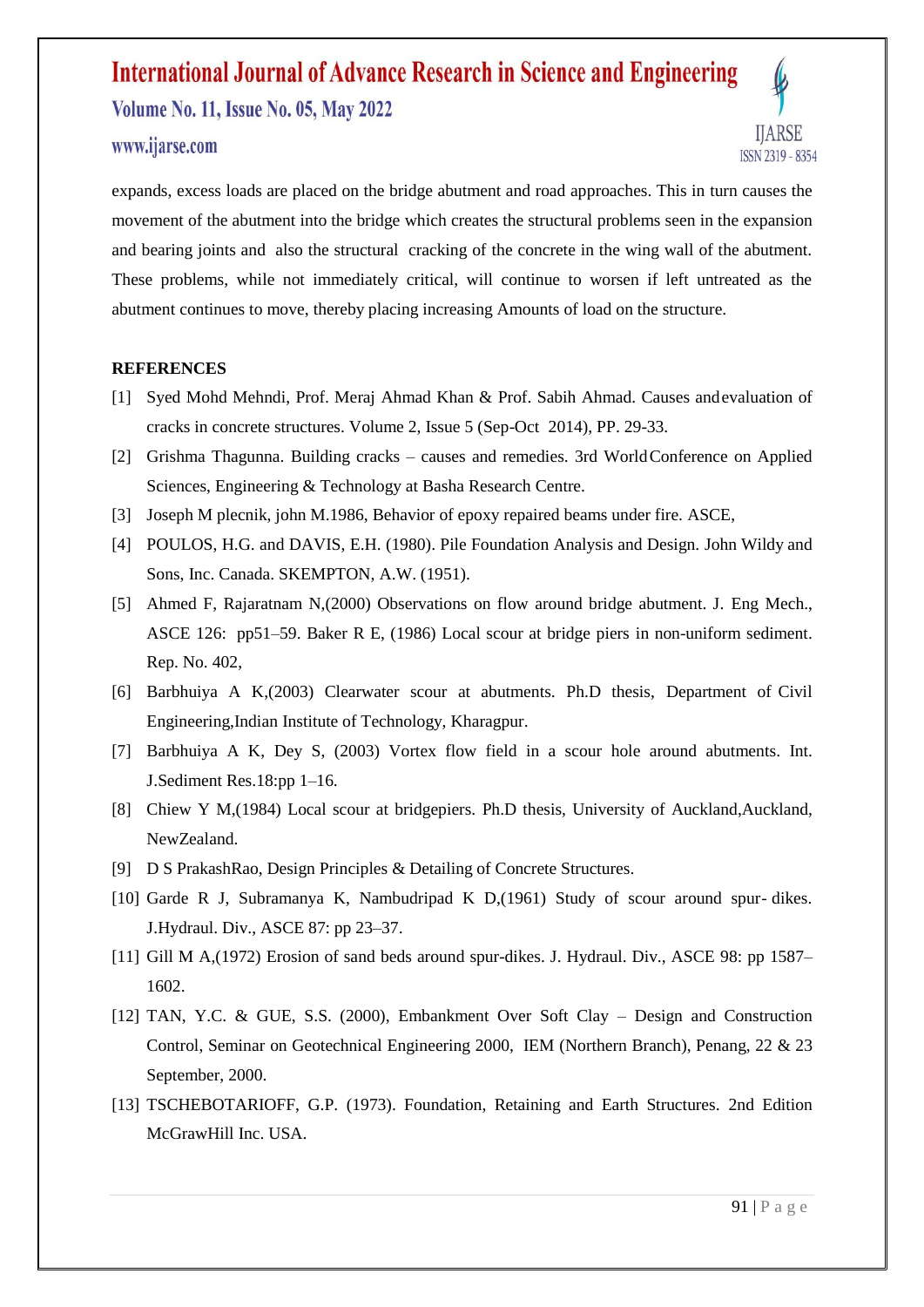expands, excess loads are placed on the bridge abutment and road approaches. This in turn causes the movement of the abutment into the bridge which creates the structural problems seen in the expansion and bearing joints and also the structural cracking of the concrete in the wing wall of the abutment. These problems, while not immediately critical, will continue to worsen if left untreated as the abutment continues to move, thereby placing increasing Amounts of load on the structure.

**REFERENCES**

[1] Syed Mohd Mehndi, Prof. Meraj Ahmad Khan & Prof. Sabih Ahmad. Causes andevaluation of cracks in concrete structures. Volume 2, Issue 5 (Sep-Oct 2014), PP. 29-33.

[2] Grishma Thagunna. Building cracks – causes and remedies. 3rd WorldConference on Applied Sciences, Engineering & Technology at Basha Research Centre.

[3] Joseph M plecnik, john M.1986, Behavior of epoxy repaired beams under fire. ASCE,

[4] POULOS, H.G. and DAVIS, E.H. (1980). Pile Foundation Analysis and Design. John Wildy and Sons, Inc. Canada. SKEMPTON, A.W. (1951).

[5] Ahmed F, Rajaratnam N,(2000) Observations on flow around bridge abutment. J. Eng Mech., ASCE 126: pp51–59. Baker R E, (1986) Local scour at bridge piers in non-uniform sediment. Rep. No. 402,

[6] Barbhuiya A K,(2003) Clearwater scour at abutments. Ph.D thesis, Department of Civil Engineering,Indian Institute of Technology, Kharagpur.

[7] Barbhuiya A K, Dey S, (2003) Vortex flow field in a scour hole around abutments. Int. J.Sediment Res.18:pp 1–16.

[8] Chiew Y M,(1984) Local scour at bridgepiers. Ph.D thesis, University of Auckland,Auckland, NewZealand.

[9] D S PrakashRao, Design Principles & Detailing of Concrete Structures.

[10] Garde R J, Subramanya K, Nambudripad K D,(1961) Study of scour around spur- dikes. J.Hydraul. Div., ASCE 87: pp 23–37.

[11] Gill M A,(1972) Erosion of sand beds around spur-dikes. J. Hydraul. Div., ASCE 98: pp 1587–1602.

[12] TAN, Y.C. & GUE, S.S. (2000), Embankment Over Soft Clay – Design and Construction Control, Seminar on Geotechnical Engineering 2000, IEM (Northern Branch), Penang, 22 & 23 September, 2000.

[13] TSCHEBOTARIOFF, G.P. (1973). Foundation, Retaining and Earth Structures. 2nd Edition McGrawHill Inc. USA.